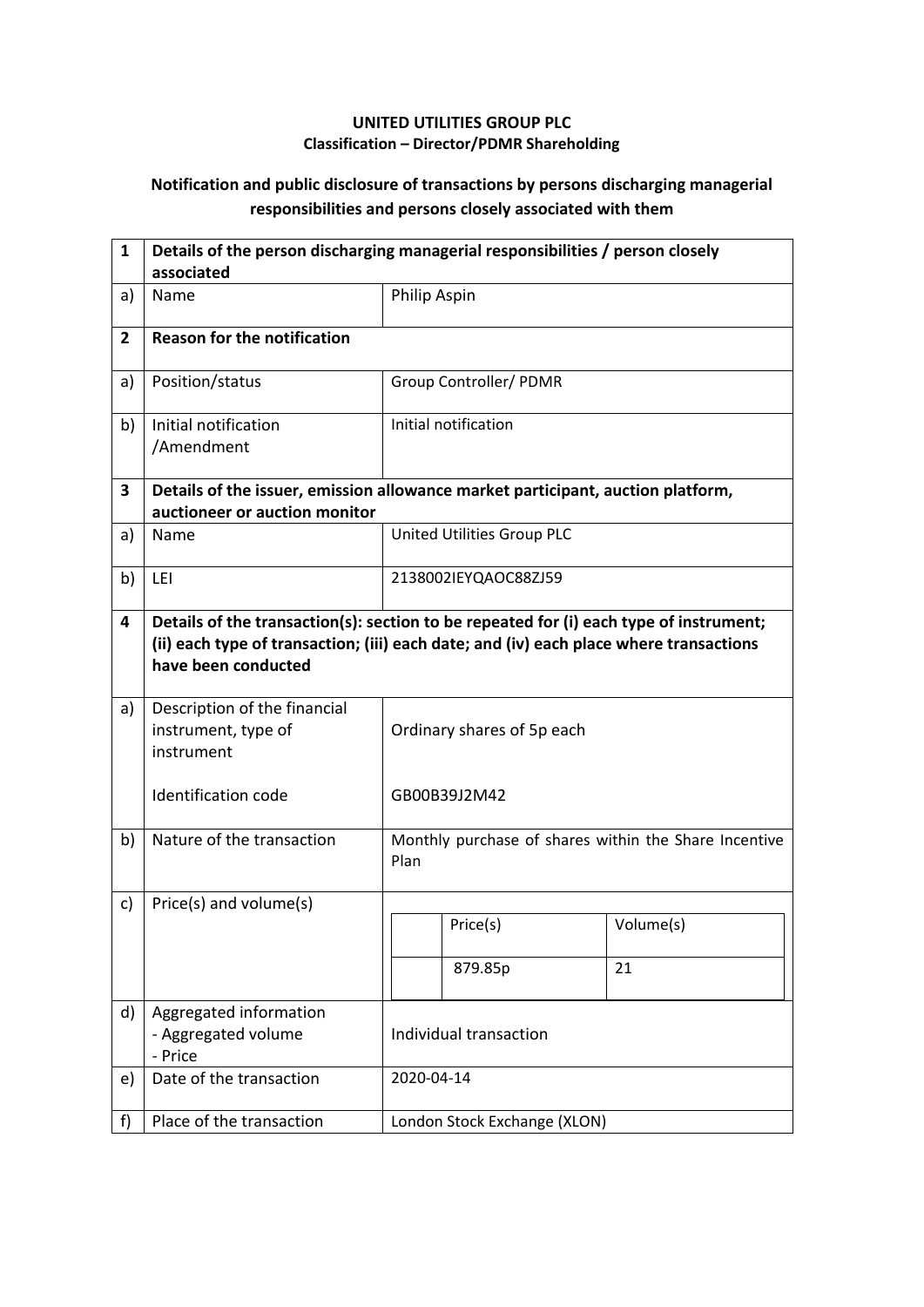**UNITED UTILITIES GROUP PLC**
**Classification – Director/PDMR Shareholding**

**Notification and public disclosure of transactions by persons discharging managerial responsibilities and persons closely associated with them**

| | | |
|---|---|---|
| **1** | **Details of the person discharging managerial responsibilities / person closely associated** | |
| a) | Name | Philip Aspin |
| **2** | **Reason for the notification** | |
| a) | Position/status | Group Controller/ PDMR |
| b) | Initial notification /Amendment | Initial notification |
| **3** | **Details of the issuer, emission allowance market participant, auction platform, auctioneer or auction monitor** | |
| a) | Name | United Utilities Group PLC |
| b) | LEI | 2138002IEYQAOC88ZJ59 |
| **4** | **Details of the transaction(s): section to be repeated for (i) each type of instrument; (ii) each type of transaction; (iii) each date; and (iv) each place where transactions have been conducted** | |
| a) | Description of the financial instrument, type of instrument<br><br>Identification code | Ordinary shares of 5p each<br><br>GB00B39J2M42 |
| b) | Nature of the transaction | Monthly purchase of shares within the Share Incentive Plan |
| c) | Price(s) and volume(s) | Price(s): 879.85p<br>Volume(s): 21 |
| d) | Aggregated information<br>- Aggregated volume<br>- Price | Individual transaction |
| e) | Date of the transaction | 2020-04-14 |
| f) | Place of the transaction | London Stock Exchange (XLON) |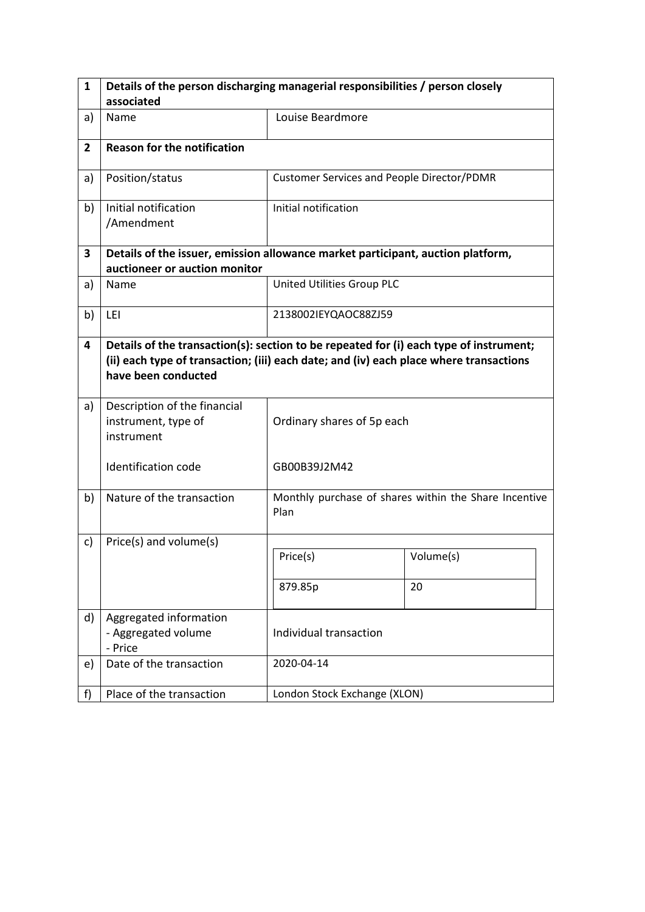| 1 | Details of the person discharging managerial responsibilities / person closely associated | |
|---|---|---|
| a) | Name | Louise Beardmore |
| 2 | **Reason for the notification** | |
| a) | Position/status | Customer Services and People Director/PDMR |
| b) | Initial notification /Amendment | Initial notification |
| 3 | **Details of the issuer, emission allowance market participant, auction platform, auctioneer or auction monitor** | |
| a) | Name | United Utilities Group PLC |
| b) | LEI | 2138002IEYQAOC88ZJ59 |
| 4 | **Details of the transaction(s): section to be repeated for (i) each type of instrument; (ii) each type of transaction; (iii) each date; and (iv) each place where transactions have been conducted** | |
| a) | Description of the financial instrument, type of instrument<br><br>Identification code | Ordinary shares of 5p each<br><br>GB00B39J2M42 |
| b) | Nature of the transaction | Monthly purchase of shares within the Share Incentive Plan |
| c) | Price(s) and volume(s) | Price(s): 879.85p — Volume(s): 20 |
| d) | Aggregated information<br>- Aggregated volume<br>- Price | Individual transaction |
| e) | Date of the transaction | 2020-04-14 |
| f) | Place of the transaction | London Stock Exchange (XLON) |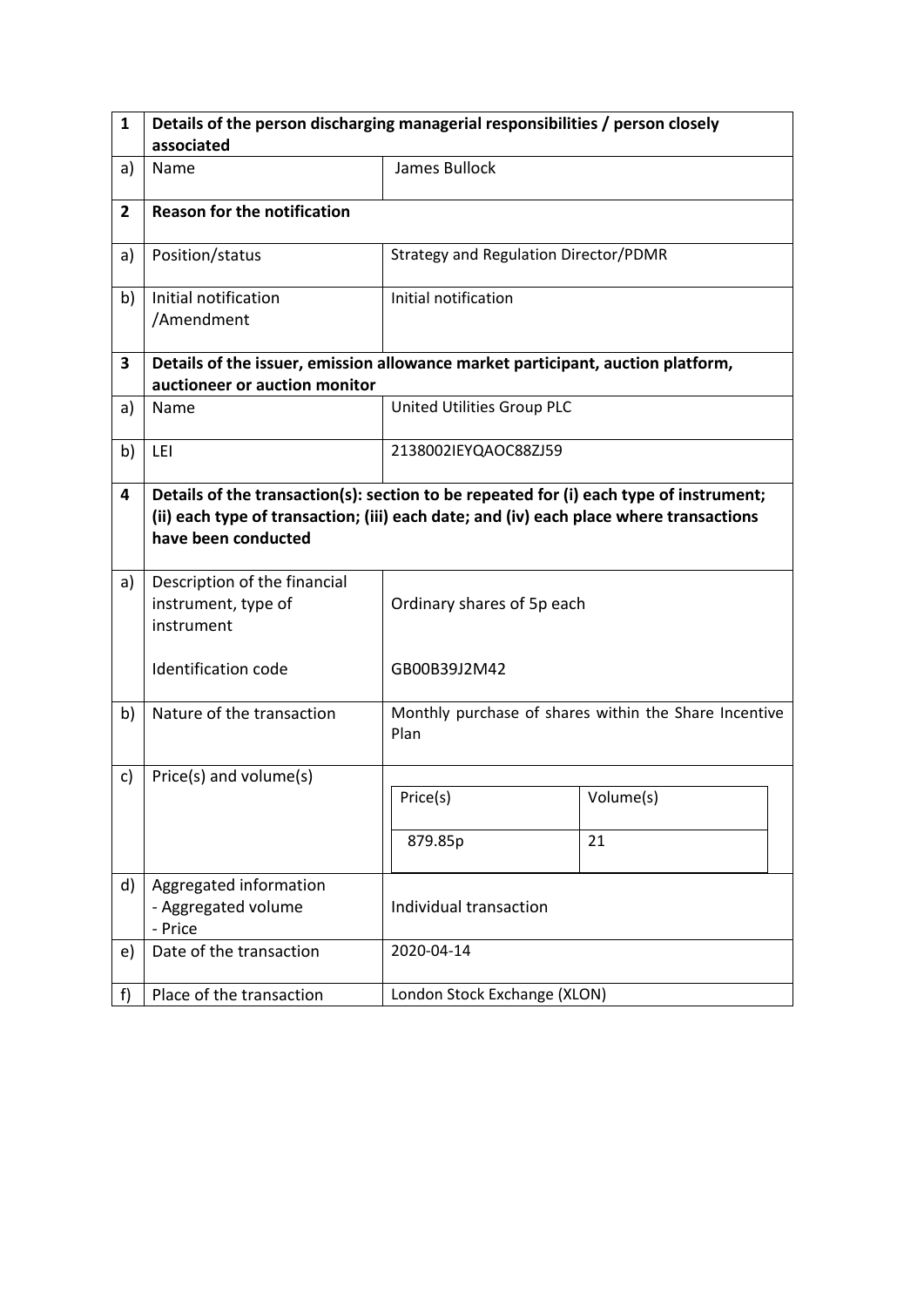| 1 | Details of the person discharging managerial responsibilities / person closely associated | |
|---|---|---|
| a) | Name | James Bullock |
| **2** | **Reason for the notification** | |
| a) | Position/status | Strategy and Regulation Director/PDMR |
| b) | Initial notification /Amendment | Initial notification |
| **3** | **Details of the issuer, emission allowance market participant, auction platform, auctioneer or auction monitor** | |
| a) | Name | United Utilities Group PLC |
| b) | LEI | 2138002IEYQAOC88ZJ59 |
| **4** | **Details of the transaction(s): section to be repeated for (i) each type of instrument; (ii) each type of transaction; (iii) each date; and (iv) each place where transactions have been conducted** | |
| a) | Description of the financial instrument, type of instrument<br><br>Identification code | Ordinary shares of 5p each<br><br>GB00B39J2M42 |
| b) | Nature of the transaction | Monthly purchase of shares within the Share Incentive Plan |
| c) | Price(s) and volume(s) | Price(s): 879.85p — Volume(s): 21 |
| d) | Aggregated information<br>- Aggregated volume<br>- Price | Individual transaction |
| e) | Date of the transaction | 2020-04-14 |
| f) | Place of the transaction | London Stock Exchange (XLON) |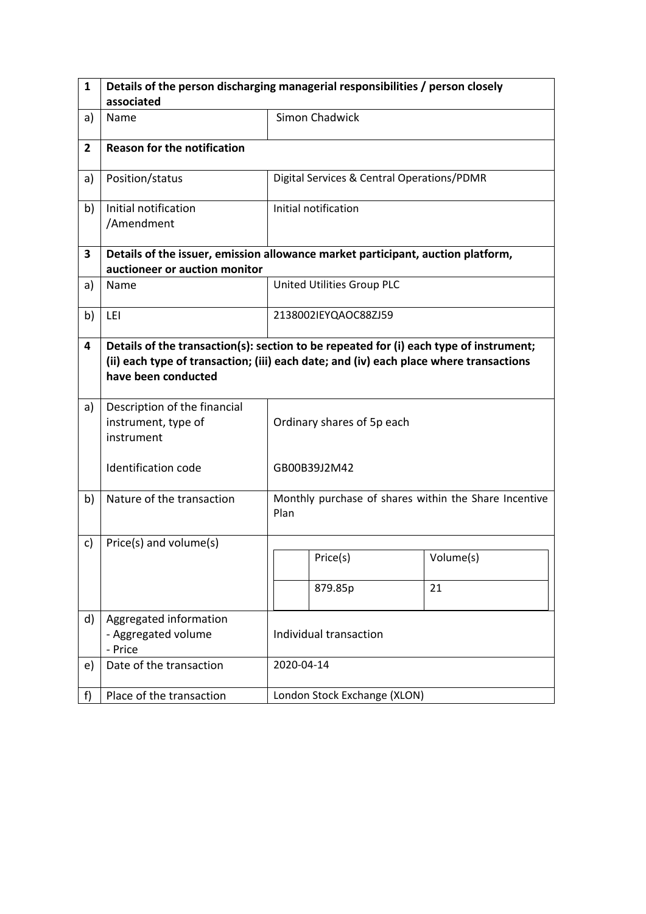| 1 | Details of the person discharging managerial responsibilities / person closely associated | |
|---|---|---|
| a) | Name | Simon Chadwick |
| **2** | **Reason for the notification** | |
| a) | Position/status | Digital Services & Central Operations/PDMR |
| b) | Initial notification /Amendment | Initial notification |
| **3** | **Details of the issuer, emission allowance market participant, auction platform, auctioneer or auction monitor** | |
| a) | Name | United Utilities Group PLC |
| b) | LEI | 2138002IEYQAOC88ZJ59 |
| **4** | **Details of the transaction(s): section to be repeated for (i) each type of instrument; (ii) each type of transaction; (iii) each date; and (iv) each place where transactions have been conducted** | |
| a) | Description of the financial instrument, type of instrument<br><br>Identification code | Ordinary shares of 5p each<br><br>GB00B39J2M42 |
| b) | Nature of the transaction | Monthly purchase of shares within the Share Incentive Plan |
| c) | Price(s) and volume(s) | Price(s): 879.85p; Volume(s): 21 |
| d) | Aggregated information<br>- Aggregated volume<br>- Price | Individual transaction |
| e) | Date of the transaction | 2020-04-14 |
| f) | Place of the transaction | London Stock Exchange (XLON) |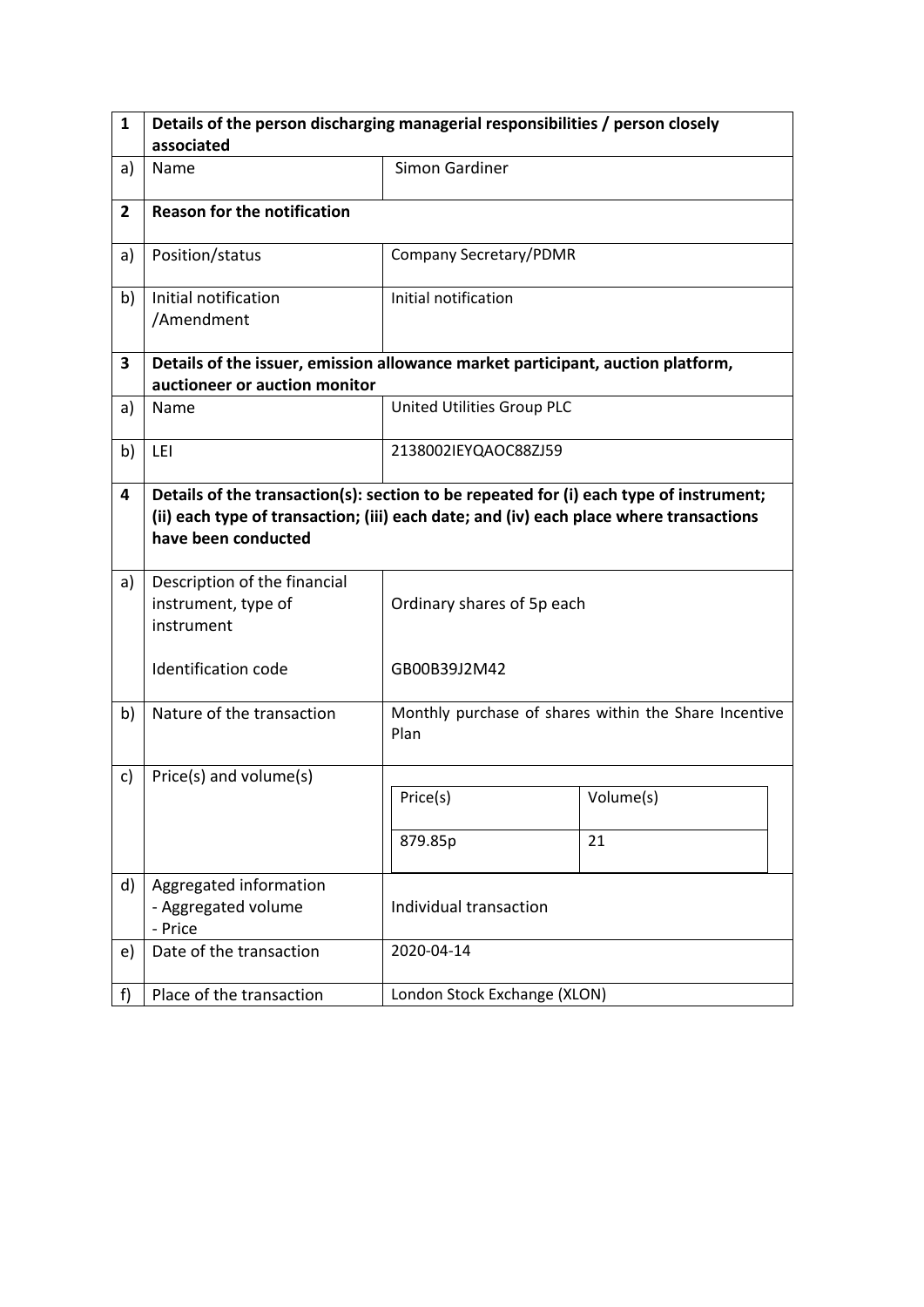| | | |
|---|---|---|
| **1** | **Details of the person discharging managerial responsibilities / person closely associated** | |
| a) | Name | Simon Gardiner |
| **2** | **Reason for the notification** | |
| a) | Position/status | Company Secretary/PDMR |
| b) | Initial notification /Amendment | Initial notification |
| **3** | **Details of the issuer, emission allowance market participant, auction platform, auctioneer or auction monitor** | |
| a) | Name | United Utilities Group PLC |
| b) | LEI | 2138002IEYQAOC88ZJ59 |
| **4** | **Details of the transaction(s): section to be repeated for (i) each type of instrument; (ii) each type of transaction; (iii) each date; and (iv) each place where transactions have been conducted** | |
| a) | Description of the financial instrument, type of instrument<br><br>Identification code | Ordinary shares of 5p each<br><br>GB00B39J2M42 |
| b) | Nature of the transaction | Monthly purchase of shares within the Share Incentive Plan |
| c) | Price(s) and volume(s) | Price(s): 879.85p — Volume(s): 21 |
| d) | Aggregated information<br>- Aggregated volume<br>- Price | Individual transaction |
| e) | Date of the transaction | 2020-04-14 |
| f) | Place of the transaction | London Stock Exchange (XLON) |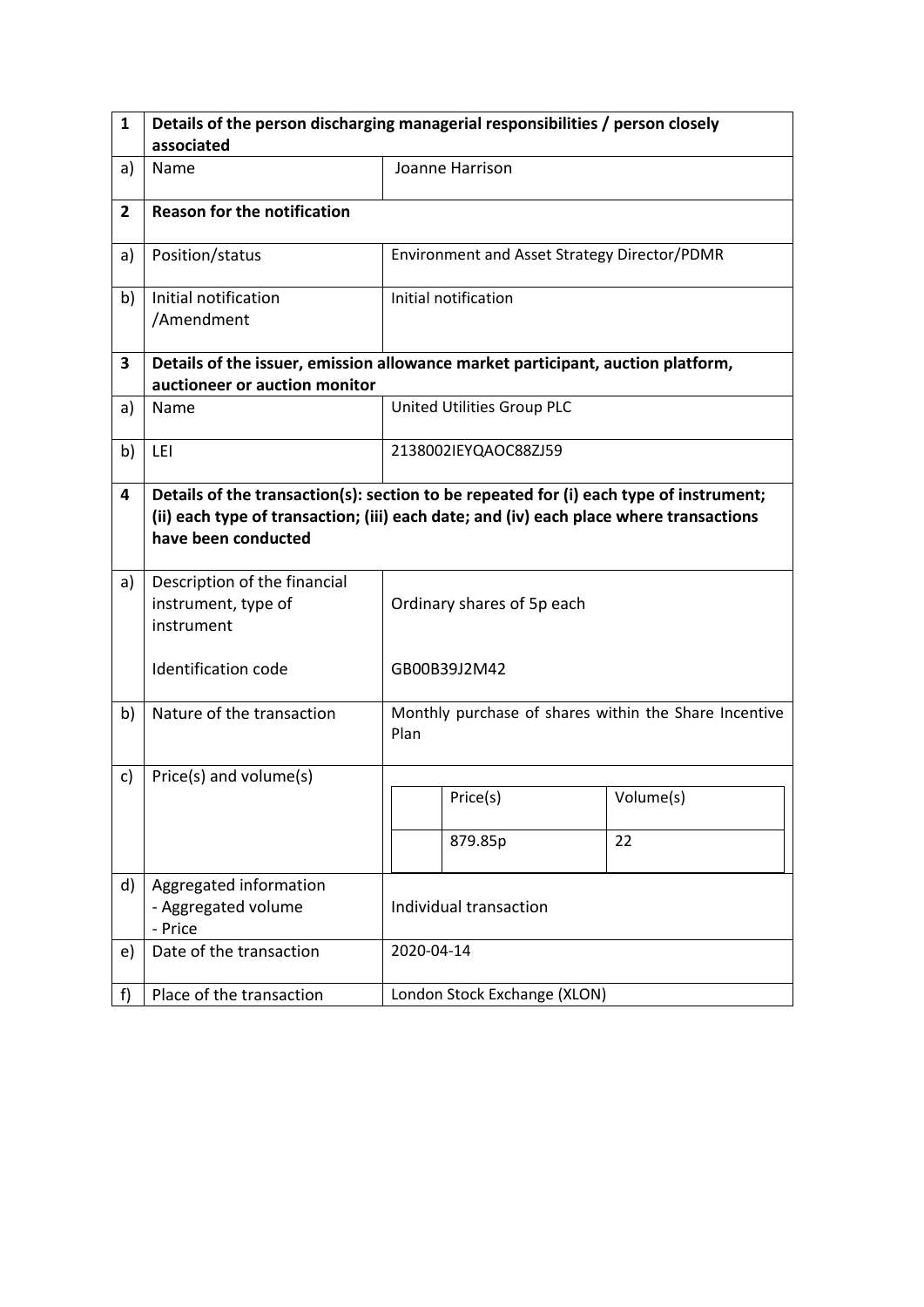| 1 | Details of the person discharging managerial responsibilities / person closely associated | |
|---|---|---|
| a) | Name | Joanne Harrison |
| **2** | **Reason for the notification** | |
| a) | Position/status | Environment and Asset Strategy Director/PDMR |
| b) | Initial notification /Amendment | Initial notification |
| **3** | **Details of the issuer, emission allowance market participant, auction platform, auctioneer or auction monitor** | |
| a) | Name | United Utilities Group PLC |
| b) | LEI | 2138002IEYQAOC88ZJ59 |
| **4** | **Details of the transaction(s): section to be repeated for (i) each type of instrument; (ii) each type of transaction; (iii) each date; and (iv) each place where transactions have been conducted** | |
| a) | Description of the financial instrument, type of instrument<br><br>Identification code | Ordinary shares of 5p each<br><br>GB00B39J2M42 |
| b) | Nature of the transaction | Monthly purchase of shares within the Share Incentive Plan |
| c) | Price(s) and volume(s) | Price(s): 879.85p — Volume(s): 22 |
| d) | Aggregated information<br>- Aggregated volume<br>- Price | Individual transaction |
| e) | Date of the transaction | 2020-04-14 |
| f) | Place of the transaction | London Stock Exchange (XLON) |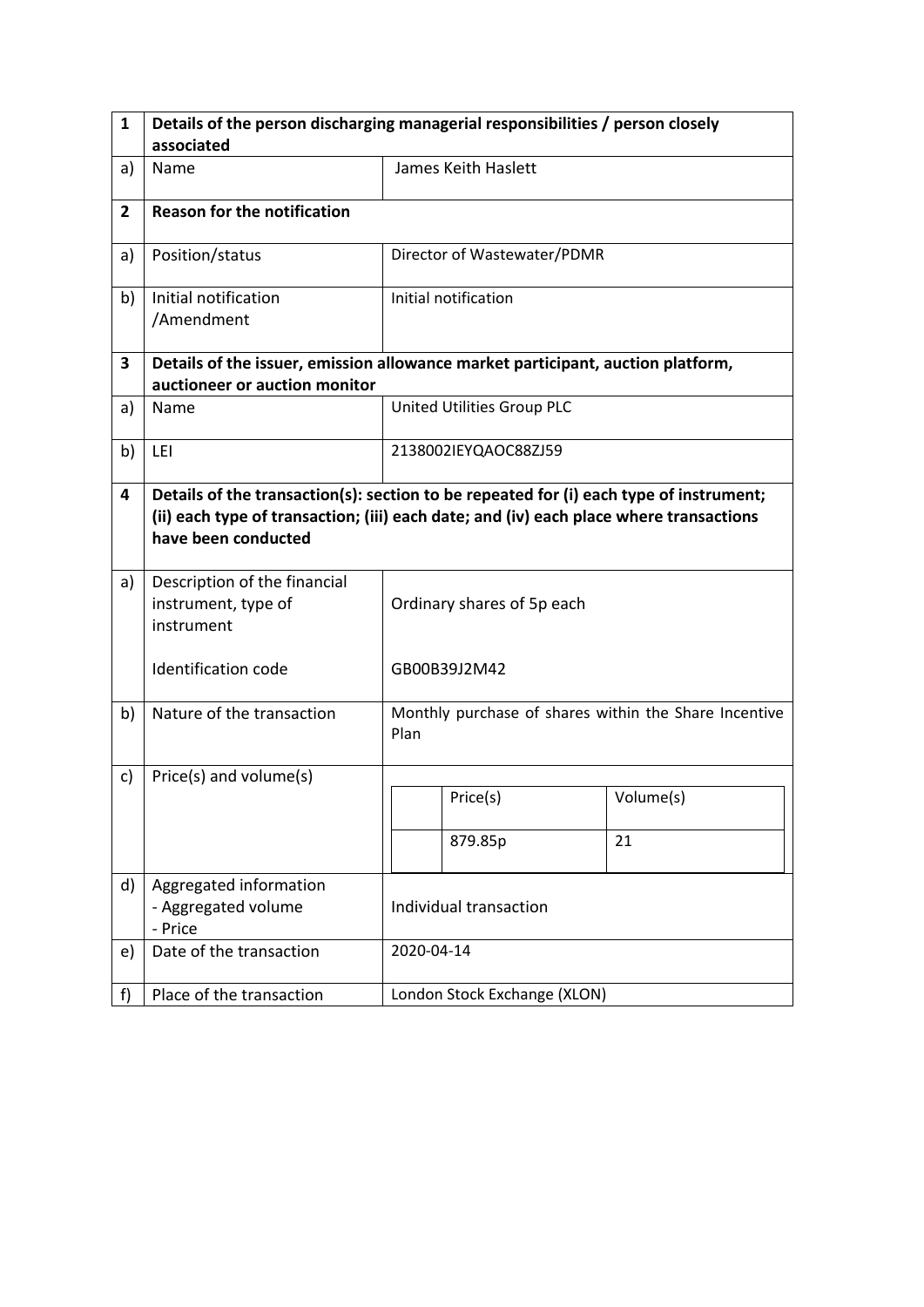| 1 | Details of the person discharging managerial responsibilities / person closely associated | |
|---|---|---|
| a) | Name | James Keith Haslett |
| **2** | **Reason for the notification** | |
| a) | Position/status | Director of Wastewater/PDMR |
| b) | Initial notification /Amendment | Initial notification |
| **3** | **Details of the issuer, emission allowance market participant, auction platform, auctioneer or auction monitor** | |
| a) | Name | United Utilities Group PLC |
| b) | LEI | 2138002IEYQAOC88ZJ59 |
| **4** | **Details of the transaction(s): section to be repeated for (i) each type of instrument; (ii) each type of transaction; (iii) each date; and (iv) each place where transactions have been conducted** | |
| a) | Description of the financial instrument, type of instrument<br><br>Identification code | Ordinary shares of 5p each<br><br>GB00B39J2M42 |
| b) | Nature of the transaction | Monthly purchase of shares within the Share Incentive Plan |
| c) | Price(s) and volume(s) | Price(s): 879.85p; Volume(s): 21 |
| d) | Aggregated information<br>- Aggregated volume<br>- Price | Individual transaction |
| e) | Date of the transaction | 2020-04-14 |
| f) | Place of the transaction | London Stock Exchange (XLON) |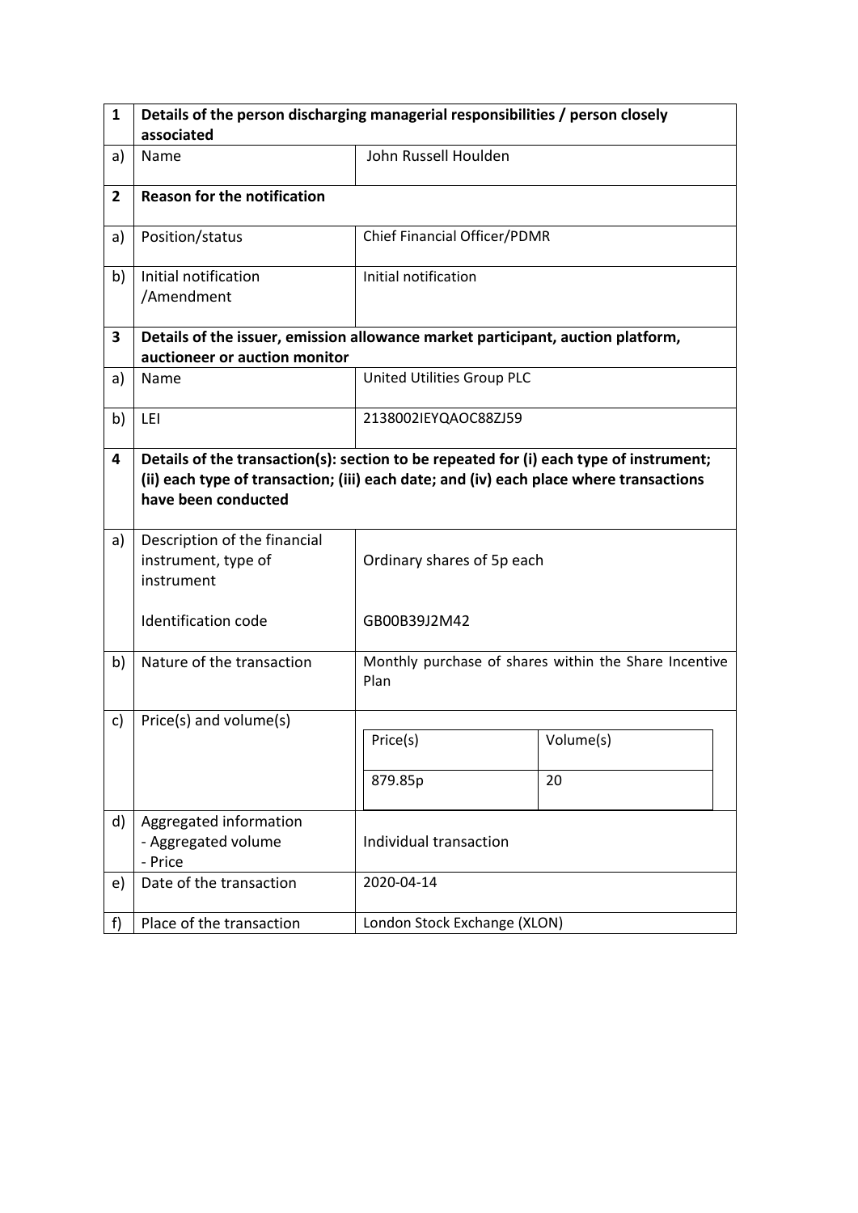| 1 | Details of the person discharging managerial responsibilities / person closely associated | |
|---|---|---|
| a) | Name | John Russell Houlden |
| **2** | **Reason for the notification** | |
| a) | Position/status | Chief Financial Officer/PDMR |
| b) | Initial notification /Amendment | Initial notification |
| **3** | **Details of the issuer, emission allowance market participant, auction platform, auctioneer or auction monitor** | |
| a) | Name | United Utilities Group PLC |
| b) | LEI | 2138002IEYQAOC88ZJ59 |
| **4** | **Details of the transaction(s): section to be repeated for (i) each type of instrument; (ii) each type of transaction; (iii) each date; and (iv) each place where transactions have been conducted** | |
| a) | Description of the financial instrument, type of instrument<br><br>Identification code | Ordinary shares of 5p each<br><br>GB00B39J2M42 |
| b) | Nature of the transaction | Monthly purchase of shares within the Share Incentive Plan |
| c) | Price(s) and volume(s) | Price(s): 879.85p / Volume(s): 20 |
| d) | Aggregated information<br>- Aggregated volume<br>- Price | Individual transaction |
| e) | Date of the transaction | 2020-04-14 |
| f) | Place of the transaction | London Stock Exchange (XLON) |

| Price(s) | Volume(s) |
|---|---|
| 879.85p | 20 |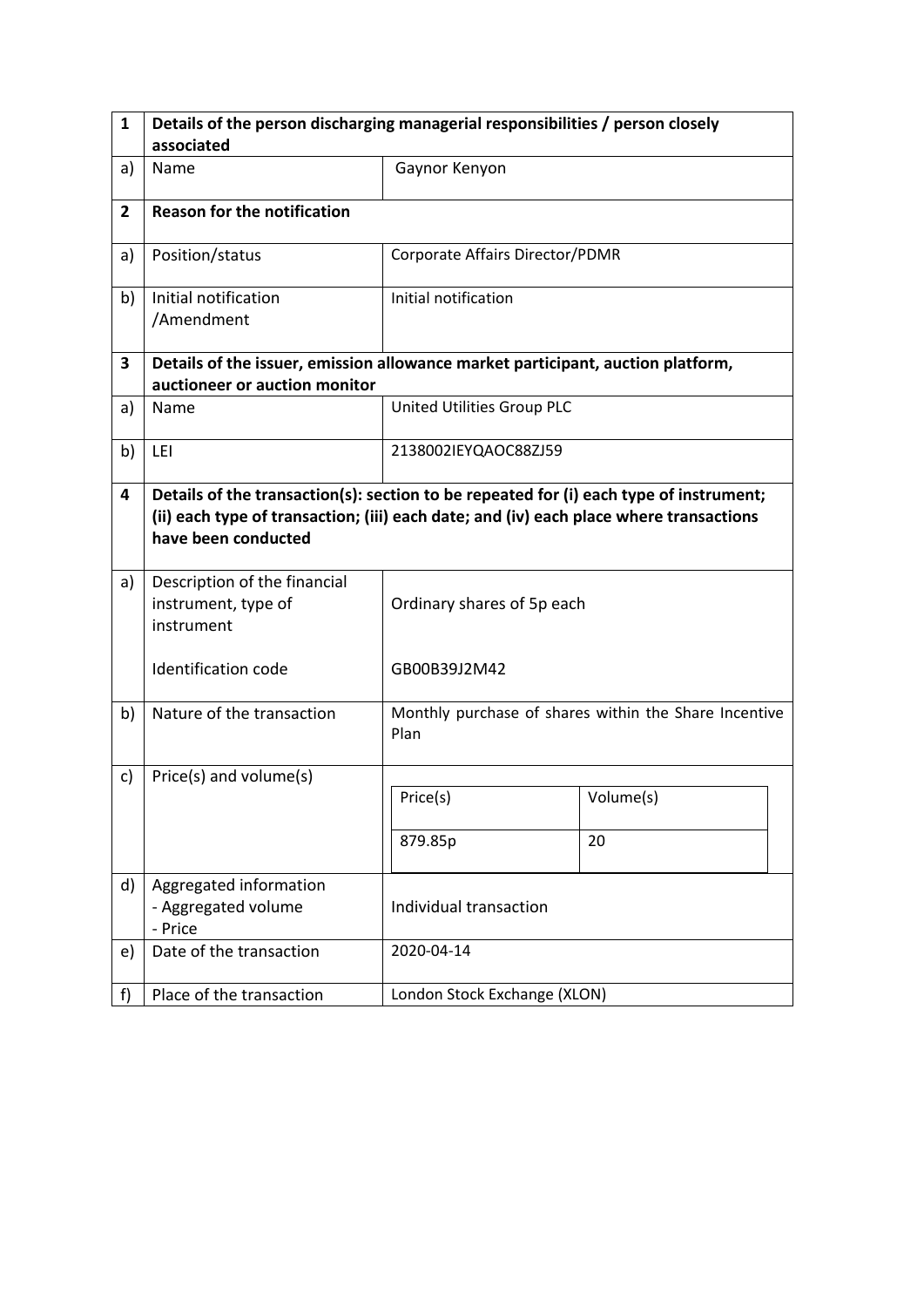| 1 | Details of the person discharging managerial responsibilities / person closely associated | |
|---|---|---|
| a) | Name | Gaynor Kenyon |
| **2** | **Reason for the notification** | |
| a) | Position/status | Corporate Affairs Director/PDMR |
| b) | Initial notification /Amendment | Initial notification |
| **3** | **Details of the issuer, emission allowance market participant, auction platform, auctioneer or auction monitor** | |
| a) | Name | United Utilities Group PLC |
| b) | LEI | 2138002IEYQAOC88ZJ59 |
| **4** | **Details of the transaction(s): section to be repeated for (i) each type of instrument; (ii) each type of transaction; (iii) each date; and (iv) each place where transactions have been conducted** | |
| a) | Description of the financial instrument, type of instrument<br><br>Identification code | Ordinary shares of 5p each<br><br>GB00B39J2M42 |
| b) | Nature of the transaction | Monthly purchase of shares within the Share Incentive Plan |
| c) | Price(s) and volume(s) | Price(s): 879.85p — Volume(s): 20 |
| d) | Aggregated information<br>- Aggregated volume<br>- Price | Individual transaction |
| e) | Date of the transaction | 2020-04-14 |
| f) | Place of the transaction | London Stock Exchange (XLON) |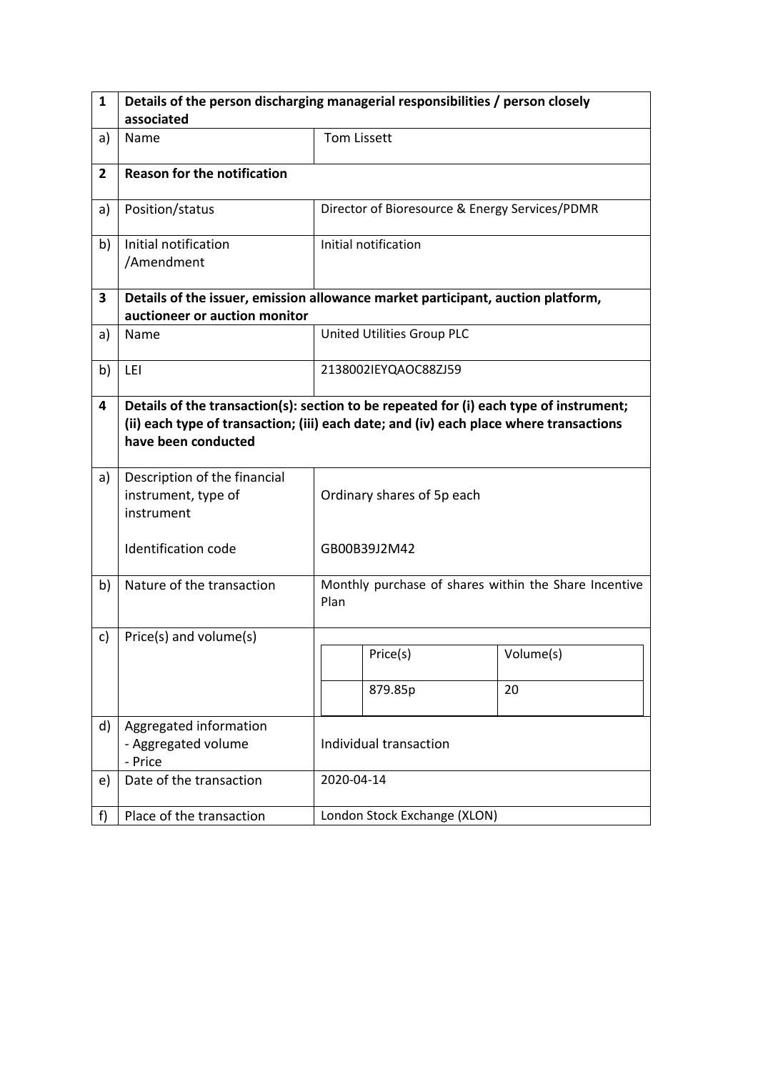| 1 | Details of the person discharging managerial responsibilities / person closely associated | |
|---|---|---|
| a) | Name | Tom Lissett |
| **2** | **Reason for the notification** | |
| a) | Position/status | Director of Bioresource & Energy Services/PDMR |
| b) | Initial notification /Amendment | Initial notification |
| **3** | **Details of the issuer, emission allowance market participant, auction platform, auctioneer or auction monitor** | |
| a) | Name | United Utilities Group PLC |
| b) | LEI | 2138002IEYQAOC88ZJ59 |
| **4** | **Details of the transaction(s): section to be repeated for (i) each type of instrument; (ii) each type of transaction; (iii) each date; and (iv) each place where transactions have been conducted** | |
| a) | Description of the financial instrument, type of instrument<br><br>Identification code | Ordinary shares of 5p each<br><br>GB00B39J2M42 |
| b) | Nature of the transaction | Monthly purchase of shares within the Share Incentive Plan |
| c) | Price(s) and volume(s) | Price(s): 879.85p<br>Volume(s): 20 |
| d) | Aggregated information<br>- Aggregated volume<br>- Price | Individual transaction |
| e) | Date of the transaction | 2020-04-14 |
| f) | Place of the transaction | London Stock Exchange (XLON) |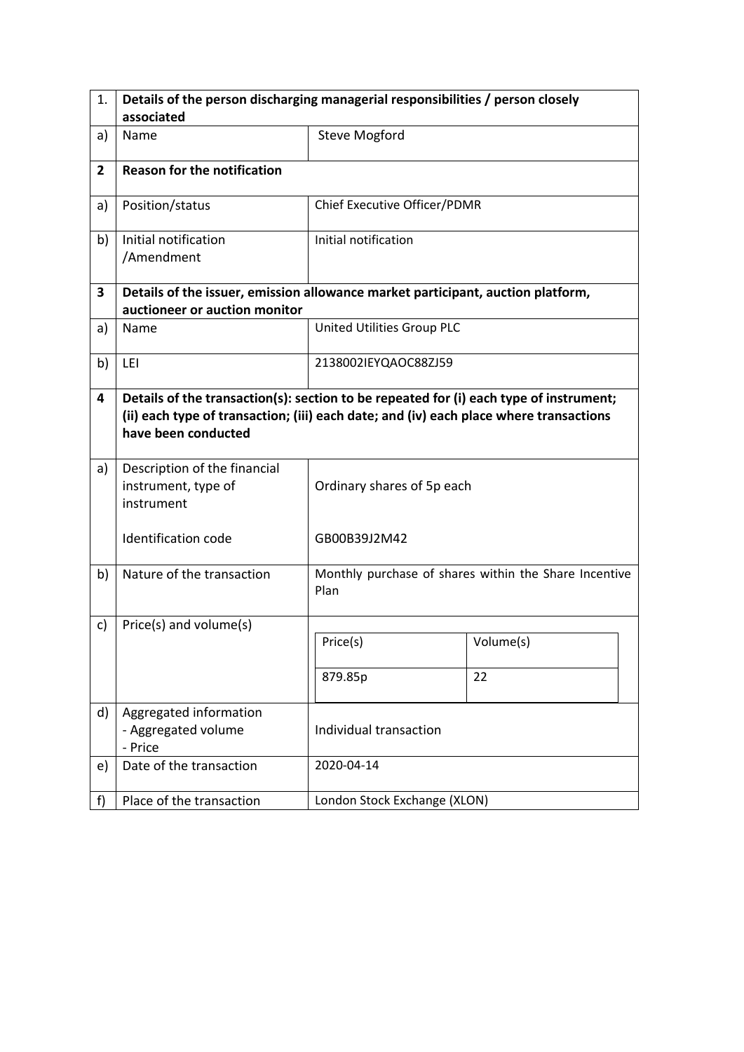| 1. | Details of the person discharging managerial responsibilities / person closely associated | |
|---|---|---|
| a) | Name | Steve Mogford |
| **2** | **Reason for the notification** | |
| a) | Position/status | Chief Executive Officer/PDMR |
| b) | Initial notification /Amendment | Initial notification |
| **3** | **Details of the issuer, emission allowance market participant, auction platform, auctioneer or auction monitor** | |
| a) | Name | United Utilities Group PLC |
| b) | LEI | 2138002IEYQAOC88ZJ59 |
| **4** | **Details of the transaction(s): section to be repeated for (i) each type of instrument; (ii) each type of transaction; (iii) each date; and (iv) each place where transactions have been conducted** | |
| a) | Description of the financial instrument, type of instrument<br><br>Identification code | Ordinary shares of 5p each<br><br>GB00B39J2M42 |
| b) | Nature of the transaction | Monthly purchase of shares within the Share Incentive Plan |
| c) | Price(s) and volume(s) | Price(s): 879.85p — Volume(s): 22 |
| d) | Aggregated information<br>- Aggregated volume<br>- Price | Individual transaction |
| e) | Date of the transaction | 2020-04-14 |
| f) | Place of the transaction | London Stock Exchange (XLON) |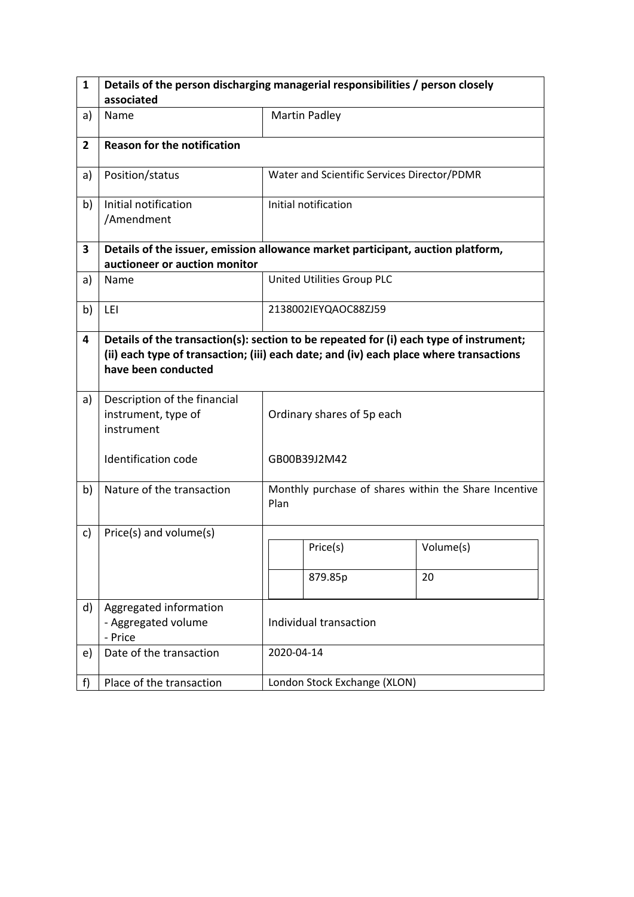| 1 | Details of the person discharging managerial responsibilities / person closely associated | |
|---|---|---|
| a) | Name | Martin Padley |
| **2** | **Reason for the notification** | |
| a) | Position/status | Water and Scientific Services Director/PDMR |
| b) | Initial notification /Amendment | Initial notification |
| **3** | **Details of the issuer, emission allowance market participant, auction platform, auctioneer or auction monitor** | |
| a) | Name | United Utilities Group PLC |
| b) | LEI | 2138002IEYQAOC88ZJ59 |
| **4** | **Details of the transaction(s): section to be repeated for (i) each type of instrument; (ii) each type of transaction; (iii) each date; and (iv) each place where transactions have been conducted** | |
| a) | Description of the financial instrument, type of instrument<br><br>Identification code | Ordinary shares of 5p each<br><br>GB00B39J2M42 |
| b) | Nature of the transaction | Monthly purchase of shares within the Share Incentive Plan |
| c) | Price(s) and volume(s) | Price(s): 879.85p; Volume(s): 20 |
| d) | Aggregated information<br>- Aggregated volume<br>- Price | Individual transaction |
| e) | Date of the transaction | 2020-04-14 |
| f) | Place of the transaction | London Stock Exchange (XLON) |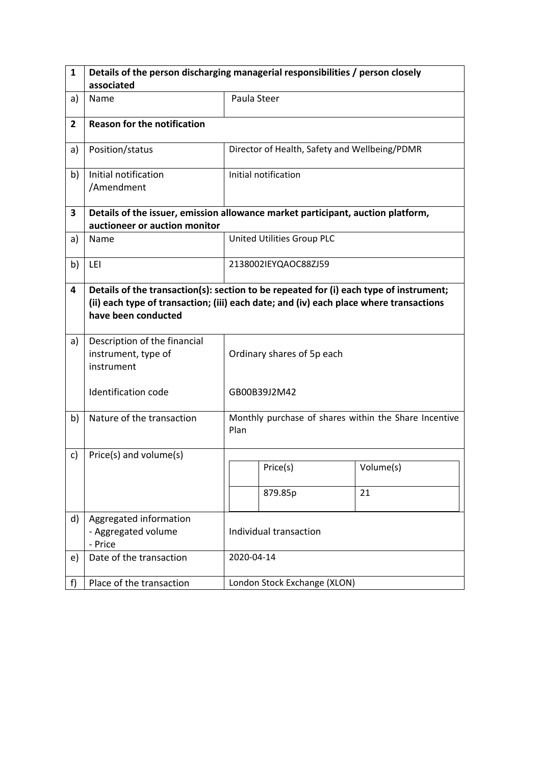| | | | |
|---|---|---|---|
| **1** | **Details of the person discharging managerial responsibilities / person closely associated** | | |
| a) | Name | Paula Steer | |
| **2** | **Reason for the notification** | | |
| a) | Position/status | Director of Health, Safety and Wellbeing/PDMR | |
| b) | Initial notification /Amendment | Initial notification | |
| **3** | **Details of the issuer, emission allowance market participant, auction platform, auctioneer or auction monitor** | | |
| a) | Name | United Utilities Group PLC | |
| b) | LEI | 2138002IEYQAOC88ZJ59 | |
| **4** | **Details of the transaction(s): section to be repeated for (i) each type of instrument; (ii) each type of transaction; (iii) each date; and (iv) each place where transactions have been conducted** | | |
| a) | Description of the financial instrument, type of instrument<br><br>Identification code | Ordinary shares of 5p each<br><br>GB00B39J2M42 | |
| b) | Nature of the transaction | Monthly purchase of shares within the Share Incentive Plan | |
| c) | Price(s) and volume(s) | Price(s) | Volume(s) |
| | | 879.85p | 21 |
| d) | Aggregated information<br>- Aggregated volume<br>- Price | Individual transaction | |
| e) | Date of the transaction | 2020-04-14 | |
| f) | Place of the transaction | London Stock Exchange (XLON) | |